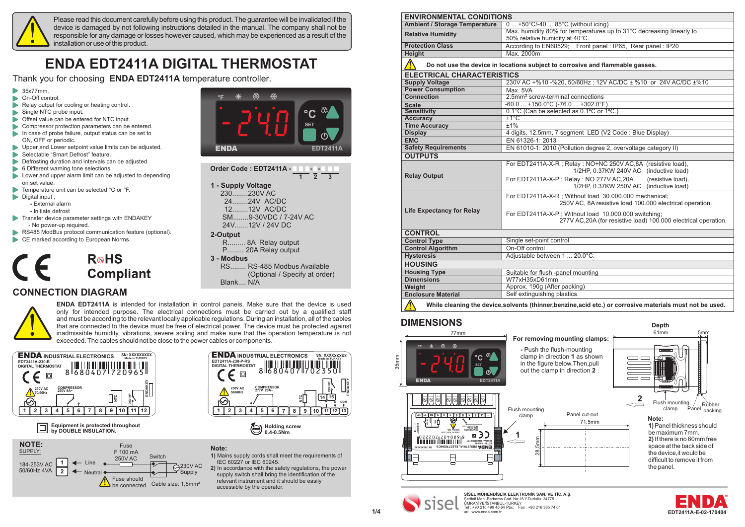Please read this document carefully before using this product. The guarantee will be invalidated if the device is damaged by not following instructions detailed in the manual. The company shall not be responsible for any damage or losses however caused, which may be experienced as a result of the installation or use of this product.

# ENDA EDT2411A DIGITAL THERMOSTAT

Thank you for choosing **ENDA EDT2411A** temperature controller.

- 35x77mm.
- On-Off control.
- Relay output for cooling or heating control.
- Single NTC probe input.
- Offset value can be entered for NTC input.
- Compressor protection parameters can be entered.
- In case of probe failure, output status can be set to ON, OFF or periodic.
- Upper and Lower setpoint value limits can be adjusted.
- Selectable "Smart Defrost" feature.
- Defrosting duration and intervals can be adjusted.
- 6 Different warning tone selections.
- Lower and upper alarm limit can be adjusted to depending on set value.
- Temperature unit can be selected °C or °F.
- Digital input ;
  - External alarm
  - Initiate defrost
- Transfer device parameter settings with ENDAKEY
  - No power-up required.
- RS485 ModBus protocol communication feature (optional).
- CE marked according to European Norms.

RoHS Compliant

**Order Code : EDT2411A - ▢▢▢ - ▢ - ▢▢**
(1 - 2 - 3)

**1 - Supply Voltage**
- 230........230V AC
- 24........24V AC/DC
- 12........12V AC/DC
- SM........9-30VDC / 7-24V AC
- 24V.......12V / 24V DC

**2-Output**
- R......... 8A Relay output
- P......... 20A Relay output

**3 - Modbus**
- RS........ RS-485 Modbus Available (Optional / Specify at order)
- Blank.... N/A

## CONNECTION DIAGRAM

**ENDA EDT2411A** is intended for installation in control panels. Make sure that the device is used only for intended purpose. The electrical connections must be carried out by a qualified staff and must be according to the relevant locally applicable regulations. During an installation, all of the cables that are connected to the device must be free of electrical power. The device must be protected against inadmissible humidity, vibrations, severe soiling and make sure that the operation temperature is not exceeded. The cables should not be close to the power cables or components.

Equipment is protected throughout by DOUBLE INSULATION.

Holding screw 0.4-0.5Nm

**NOTE:**
SUPPLY:
184-253V AC 50/60Hz 4VA — 1 Line, 2 Neutral — Fuse F 100 mA 250V AC — Switch — 230V AC Supply

Fuse should be connected. Cable size: 1,5mm²

**Note:**
1) Mains supply cords shall meet the requirements of IEC 60227 or IEC 60245.
2) In accordance with the safety regulations, the power supply switch shall bring the identification of the relevant instrument and it should be easily accessible by the operator.

| ENVIRONMENTAL CONDITIONS | |
|---|---|
| Ambient / Storage Temperature | 0 ... +50°C/-40 ... 85°C (without icing) |
| Relative Humidity | Max. humidity 80% for temperatures up to 31°C decreasing linearly to 50% relative humidity at 40°C. |
| Protection Class | According to EN60529; Front panel : IP65, Rear panel : IP20 |
| Height | Max. 2000m |

**Do not use the device in locations subject to corrosive and flammable gasses.**

| ELECTRICAL CHARACTERISTICS | |
|---|---|
| Supply Voltage | 230V AC +%10 -%20, 50/60Hz ; 12V AC/DC ± %10 or 24V AC/DC ±%10 |
| Power Consumption | Max. 5VA |
| Connection | 2.5mm² screw-terminal connections |
| Scale | -60.0 ... +150.0°C (-76.0 ... +302.0°F) |
| Sensitivity | 0.1°C (Can be selected as 0.1°C or 1°C.) |
| Accuracy | ±1°C |
| Time Accuracy | ±1% |
| Display | 4 digits, 12.5mm, 7 segment LED (V2 Code : Blue Display) |
| EMC | EN 61326-1: 2013 |
| Safety Requirements | EN 61010-1: 2010 (Pollution degree 2, overvoltage category II) |
| **OUTPUTS** | |
| Relay Output | For EDT2411A-X-R ; Relay : NO+NC 250V AC,8A (resistive load), 1/2HP, 0.37KW 240V AC (inductive load) For EDT2411A-X-P ; Relay : NO 277V AC,20A (resistive load), 1/2HP, 0.37KW 250V AC (inductive load) |
| Life Expectancy for Relay | For EDT2411A-X-R ; Without load 30.000.000 mechanical; 250V AC, 8A resistive load 100.000 electrical operation. For EDT2411A-X-P ; Without load 10.000.000 switching; 277V AC,20A (for resistive load) 100.000 electrical operation. |
| **CONTROL** | |
| Control Type | Single set-point control |
| Control Algorithm | On-Off control |
| Hysteresis | Adjustable between 1 ... 20.0°C. |
| **HOUSING** | |
| Housing Type | Suitable for flush -panel mounting |
| Dimensions | W77xH35xD61mm |
| Weight | Approx. 190g (After packing) |
| Enclosure Material | Self extinguishing plastics. |

**While cleaning the device,solvents (thinner,benzine,acid etc.) or corrosive materials must not be used.**

## DIMENSIONS

77mm; 35mm; Depth 61mm; 5mm; Panel cut-out 71,5mm x 28,5mm

**For removing mounting clamps:**
- Push the flush-mounting clamp in direction **1** as shown in the figure below.Then,pull out the clamp in direction **2** .

Flush mounting clamp; Panel; Rubber packing

**Note:**
1) Panel thickness should be maximum 7mm.
2) If there is no 60mm free space at the back side of the device,it would be difficult to remove it from the panel.

**SİSEL MÜHENDİSLİK ELEKTRONİK SAN. VE TİC. A.Ş.**
Şerifali Mah. Barbaros Cad. No:18 Y.Dudullu 34775
ÜMRANİYE/İSTANBUL-TURKEY
Tel : +90 216 499 46 64 Pbx. Fax : +90 216 365 74 01
url : www.enda.com.tr

EDT2411A-E-02-170404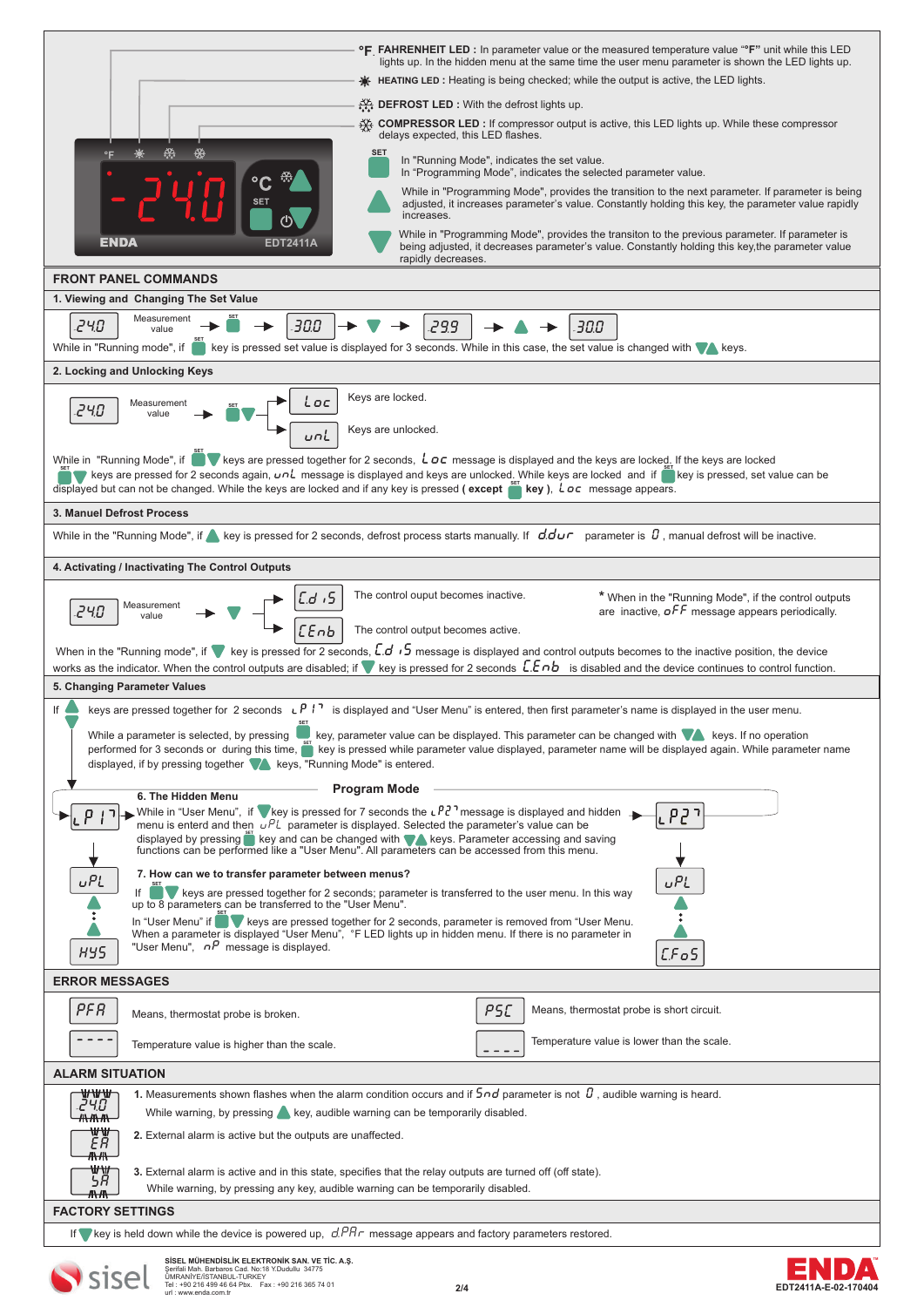°F **FAHRENHEIT LED :** In parameter value or the measured temperature value "°F" unit while this LED lights up. In the hidden menu at the same time the user menu parameter is shown the LED lights up.

**HEATING LED :** Heating is being checked; while the output is active, the LED lights.

**DEFROST LED :** With the defrost lights up.

**COMPRESSOR LED :** If compressor output is active, this LED lights up. While these compressor delays expected, this LED flashes.

**SET** In "Running Mode", indicates the set value. In "Programming Mode", indicates the selected parameter value.

**▲** While in "Programming Mode", provides the transition to the next parameter. If parameter is being adjusted, it increases parameter's value. Constantly holding this key, the parameter value rapidly increases.

**▼** While in "Programming Mode", provides the transiton to the previous parameter. If parameter is being adjusted, it decreases parameter's value. Constantly holding this key,the parameter value rapidly decreases.

ENDA EDT2411A

## FRONT PANEL COMMANDS

### 1. Viewing and Changing The Set Value

24.0 (Measurement value) → SET → 30.0 → ▼ → 29.9 → ▲ → 30.0

While in "Running mode", if SET key is pressed set value is displayed for 3 seconds. While in this case, the set value is changed with ▼▲ keys.

### 2. Locking and Unlocking Keys

24.0 (Measurement value) → SET ▼ → Loc: Keys are locked. / unL: Keys are unlocked.

While in "Running Mode", if SET ▼ keys are pressed together for 2 seconds, Loc message is displayed and the keys are locked. If the keys are locked SET ▼ keys are pressed for 2 seconds again, unL message is displayed and keys are unlocked. While keys are locked and if SET key is pressed, set value can be displayed but can not be changed. While the keys are locked and if any key is pressed ( **except** SET **key** ), Loc message appears.

### 3. Manuel Defrost Process

While in the "Running Mode", if ▲ key is pressed for 2 seconds, defrost process starts manually. If d.dur parameter is 0 , manual defrost will be inactive.

### 4. Activating / Inactivating The Control Outputs

24.0 (Measurement value) → ▼ → C.d iS: The control ouput becomes inactive. / C.Enb: The control output becomes active.

\* When in the "Running Mode", if the control outputs are inactive, oFF message appears periodically.

When in the "Running mode", if ▼ key is pressed for 2 seconds, C.d iS message is displayed and control outputs becomes to the inactive position, the device works as the indicator. When the control outputs are disabled; if ▼ key is pressed for 2 seconds C.Enb is disabled and the device continues to control function.

### 5. Changing Parameter Values

If ▲▼ keys are pressed together for 2 seconds LP1 is displayed and "User Menu" is entered, then first parameter's name is displayed in the user menu.

While a parameter is selected, by pressing SET key, parameter value can be displayed. This parameter can be changed with ▼▲ keys. If no operation performed for 3 seconds or during this time, SET key is pressed while parameter value displayed, parameter name will be displayed again. While parameter name displayed, if by pressing together ▼▲ keys, "Running Mode" is entered.

**Program Mode**

LP1: uPL ▲ … HYS — LP2: uPL ▲ … C.FoS

#### 6. The Hidden Menu

While in "User Menu", if ▼ key is pressed for 7 seconds the LP2 message is displayed and hidden menu is enterd and then uPL parameter is displayed. Selected the parameter's value can be displayed by pressing SET key and can be changed with ▼▲ keys. Parameter accessing and saving functions can be performed like a "User Menu". All parameters can be accessed from this menu.

#### 7. How can we to transfer parameter between menus?

If SET ▼ keys are pressed together for 2 seconds; parameter is transferred to the user menu. In this way up to 8 parameters can be transferred to the "User Menu".

In "User Menu" if SET ▼ keys are pressed together for 2 seconds, parameter is removed from "User Menu". When a parameter is displayed "User Menu", "°F LED lights up in hidden menu. If there is no parameter in "User Menu", nP message is displayed.

## ERROR MESSAGES

| Display | Meaning | Display | Meaning |
|---|---|---|---|
| PFA | Means, thermostat probe is broken. | PSC | Means, thermostat probe is short circuit. |
| ---- | Temperature value is higher than the scale. | \_\_\_\_ | Temperature value is lower than the scale. |

## ALARM SITUATION

24.0 — 1. Measurements shown flashes when the alarm condition occurs and if Snd parameter is not 0 , audible warning is heard. While warning, by pressing ▲ key, audible warning can be temporarily disabled.

EA — 2. External alarm is active but the outputs are unaffected.

SA — 3. External alarm is active and in this state, specifies that the relay outputs are turned off (off state). While warning, by pressing any key, audible warning can be temporarily disabled.

## FACTORY SETTINGS

If ▼ key is held down while the device is powered up, d.PAr message appears and factory parameters restored.

sisel — SİSEL MÜHENDİSLİK ELEKTRONİK SAN. VE TİC. A.Ş.
Şerifali Mah. Barbaros Cad. No:18 Y.Dudullu 34775
ÜMRANİYE/İSTANBUL-TURKEY
Tel : +90 216 499 46 64 Pbx. Fax : +90 216 365 74 01
url : www.enda.com.tr

ENDA EDT2411A-E-02-170404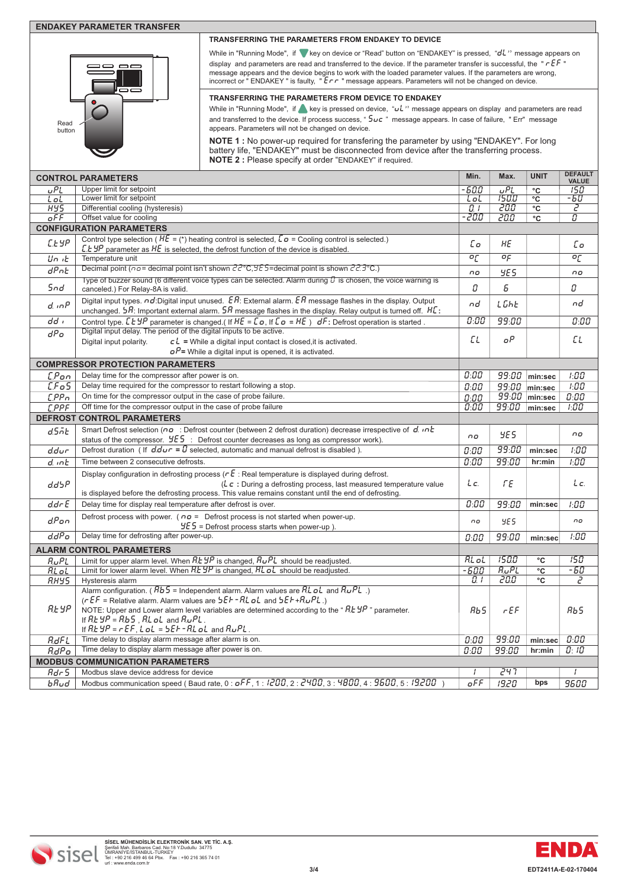## ENDAKEY PARAMETER TRANSFER

Read button

### TRANSFERRING THE PARAMETERS FROM ENDAKEY TO DEVICE

While in "Running Mode", if ▼ key on device or "Read" button on "ENDAKEY" is pressed, "dL" message appears on display and parameters are read and transferred to the device. If the parameter transfer is successful, the "rEF" message appears and the device begins to work with the loaded parameter values. If the parameters are wrong, incorrect or "ENDAKEY" is faulty, "Err" message appears. Parameters will not be changed on device.

### TRANSFERRING THE PARAMETERS FROM DEVICE TO ENDAKEY

While in "Running Mode", if ▲ key is pressed on device, "uL" message appears on display and parameters are read and transferred to the device. If process success, "Suc" message appears. In case of failure, "Err" message appears. Parameters will not be changed on device.

**NOTE 1 :** No power-up required for transfering the parameter by using "ENDAKEY". For long battery life, "ENDAKEY" must be disconnected from device after the transferring process.
**NOTE 2 :** Please specify at order "ENDAKEY" if required.

| **CONTROL PARAMETERS** | | **Min.** | **Max.** | **UNIT** | **DEFAULT VALUE** |
|---|---|---|---|---|---|
| uPL | Upper limit for setpoint | -60.0 | uPL | °C | 150 |
| LoL | Lower limit for setpoint | LoL | 150.0 | °C | -60 |
| HYS | Differential cooling (hysteresis) | 0.1 | 20.0 | °C | 2 |
| oFF | Offset value for cooling | -20.0 | 20.0 | °C | 0 |
| **CONFIGURATION PARAMETERS** | | | | | |
| CtYP | Control type selection ( HE = (*) heating control is selected, Co = Cooling control is selected.) CtYP parameter as HE is selected, the defrost function of the device is disabled. | Co | HE | | Co |
| Unit | Temperature unit | °C | °F | | °C |
| dPnt | Decimal point (no= decimal point isn't shown 22°C,YES=decimal point is shown 22.3°C.) | no | YES | | no |
| Snd | Type of buzzer sound (6 different voice types can be selected. Alarm during 0 is chosen, the voice warning is canceled.) For Relay-8A is valid. | 0 | 6 | | 0 |
| d.inP | Digital input types. nd:Digital input unused. EA: External alarm. EA message flashes in the display. Output unchanged. SA: Important external alarm. SA message flashes in the display. Relay output is turned off. HC: | nd | LCht | | nd |
| ddi | Control type. CtYP parameter is changed.( If HE = Co, If Co = HE ) dF: Defrost operation is started . | 0:00 | 99:00 | | 0:00 |
| dPo | Digital input delay. The period of the digital inputs to be active. Digital input polarity. cL = While a digital input contact is closed,it is activated. oP= While a digital input is opened, it is activated. | CL | oP | | CL |
| **COMPRESSOR PROTECTION PARAMETERS** | | | | | |
| CPon | Delay time for the compressor after power is on. | 0:00 | 99:00 | min:sec | 1:00 |
| CFoS | Delay time required for the compressor to restart following a stop. | 0:00 | 99:00 | min:sec | 1:00 |
| CPPn | On time for the compressor output in the case of probe failure. | 0:00 | 99:00 | min:sec | 0:00 |
| CPPF | Off time for the compressor output in the case of probe failure | 0:00 | 99:00 | min:sec | 1:00 |
| **DEFROST CONTROL PARAMETERS** | | | | | |
| dSmt | Smart Defrost selection (no : Defrost counter (between 2 defrost duration) decrease irrespective of d.int status of the compressor. YES : Defrost counter decreases as long as compressor work). | no | YES | | no |
| ddur | Defrost duration ( If ddur = 0 selected, automatic and manual defrost is disabled ). | 0:00 | 99:00 | min:sec | 1:00 |
| d.int | Time between 2 consecutive defrosts. | 0:00 | 99:00 | hr:min | 1:00 |
| ddSP | Display configuration in defrosting process (rE : Real temperature is displayed during defrost. (Lc : During a defrosting process, last measured temperature value is displayed before the defrosting process. This value remains constant until the end of defrosting. | Lc. | rE | | Lc. |
| ddrE | Delay time for display real temperature after defrost is over. | 0:00 | 99:00 | min:sec | 1:00 |
| dPon | Defrost process with power. ( no = Defrost process is not started when power-up. YES = Defrost process starts when power-up ). | no | YES | | no |
| ddPo | Delay time for defrosting after power-up. | 0:00 | 99:00 | min:sec | 1:00 |
| **ALARM CONTROL PARAMETERS** | | | | | |
| AuPL | Limit for upper alarm level. When AtYP is changed, AuPL should be readjusted. | ALoL | 150.0 | °C | 150 |
| ALoL | Limit for lower alarm level. When AtYP is changed, ALoL should be readjusted. | -60.0 | AuPL | °C | -60 |
| AHYS | Hysteresis alarm | 0.1 | 20.0 | °C | 2 |
| AtYP | Alarm configuration. ( AbS = Independent alarm. Alarm values are ALoL and AuPL .) (rEF = Relative alarm. Alarm values are SEt-ALoL and SEt+AuPL.) NOTE: Upper and Lower alarm level variables are determined according to the "AtYP" parameter. If AtYP = AbS , ALoL and AuPL . If AtYP = rEF, LoL = SEt-ALoL and AuPL. | AbS | rEF | | AbS |
| AdFL | Time delay to display alarm message after alarm is on. | 0:00 | 99:00 | min:sec | 0:00 |
| AdPo | Time delay to display alarm message after power is on. | 0:00 | 99:00 | hr:min | 0:10 |
| **MODBUS COMMUNICATION PARAMETERS** | | | | | |
| AdrS | Modbus slave device address for device | 1 | 247 | | 1 |
| bAud | Modbus communication speed ( Baud rate, 0 : oFF, 1 : 1200, 2 : 2400, 3 : 4800, 4 : 9600, 5 : 19200 ) | oFF | 1920 | bps | 9600 |

SİSEL MÜHENDİSLİK ELEKTRONİK SAN. VE TİC. A.Ş.
Şerifali Mah. Barbaros Cad. No:18 Y.Dudullu 34775
ÜMRANİYE/İSTANBUL-TURKEY
Tel : +90 216 499 46 64 Pbx. Fax : +90 216 365 74 01
url : www.enda.com.tr

EDT2411A-E-02-170404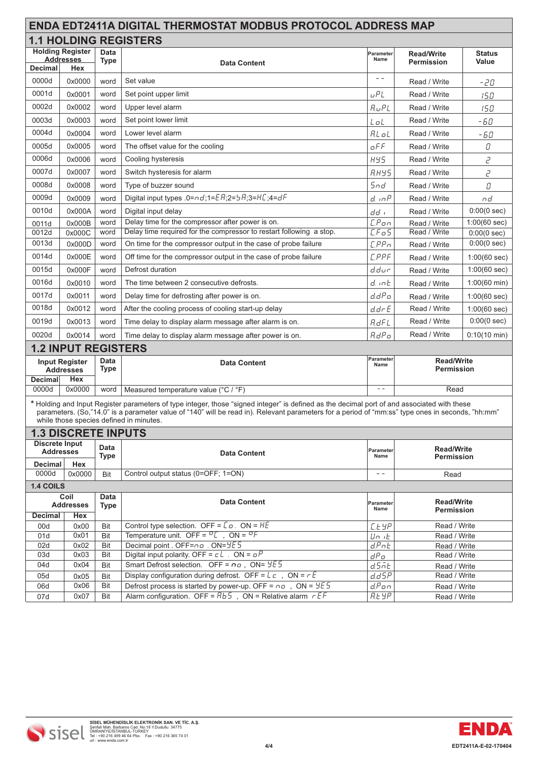# ENDA EDT2411A DIGITAL THERMOSTAT MODBUS PROTOCOL ADDRESS MAP

## 1.1 HOLDING REGISTERS

| Holding Register Addresses | | Data Type | Data Content | Parameter Name | Read/Write Permission | Status Value |
|---|---|---|---|---|---|---|
| Decimal | Hex | | | | | |
| 0000d | 0x0000 | word | Set value | - - | Read / Write | -20 |
| 0001d | 0x0001 | word | Set point upper limit | uPL | Read / Write | 150 |
| 0002d | 0x0002 | word | Upper level alarm | AuPL | Read / Write | 150 |
| 0003d | 0x0003 | word | Set point lower limit | LoL | Read / Write | -60 |
| 0004d | 0x0004 | word | Lower level alarm | ALoL | Read / Write | -60 |
| 0005d | 0x0005 | word | The offset value for the cooling | oFF | Read / Write | 0 |
| 0006d | 0x0006 | word | Cooling hysteresis | HYS | Read / Write | 2 |
| 0007d | 0x0007 | word | Switch hysteresis for alarm | AHYS | Read / Write | 2 |
| 0008d | 0x0008 | word | Type of buzzer sound | Snd | Read / Write | 0 |
| 0009d | 0x0009 | word | Digital input types .0=nd;1=EA;2=SA;3=HC;4=dF | d. inP | Read / Write | nd |
| 0010d | 0x000A | word | Digital input delay | ddi | Read / Write | 0:00(0 sec) |
| 0011d | 0x000B | word | Delay time for the compressor after power is on. | C.Pon | Read / Write | 1:00(60 sec) |
| 0012d | 0x000C | word | Delay time required for the compressor to restart following a stop. | C.FoS | Read / Write | 0:00(0 sec) |
| 0013d | 0x000D | word | On time for the compressor output in the case of probe failure | C.PPn | Read / Write | 0:00(0 sec) |
| 0014d | 0x000E | word | Off time for the compressor output in the case of probe failure | C.PPF | Read / Write | 1:00(60 sec) |
| 0015d | 0x000F | word | Defrost duration | d.dur | Read / Write | 1:00(60 sec) |
| 0016d | 0x0010 | word | The time between 2 consecutive defrosts. | d. int | Read / Write | 1:00(60 min) |
| 0017d | 0x0011 | word | Delay time for defrosting after power is on. | d.dPo | Read / Write | 1:00(60 sec) |
| 0018d | 0x0012 | word | After the cooling process of cooling start-up delay | d.drE | Read / Write | 1:00(60 sec) |
| 0019d | 0x0013 | word | Time delay to display alarm message after alarm is on. | AdFL | Read / Write | 0:00(0 sec) |
| 0020d | 0x0014 | word | Time delay to display alarm message after power is on. | AdPo | Read / Write | 0:10(10 min) |

## 1.2 INPUT REGISTERS

| Input Register Addresses | | Data Type | Data Content | Parameter Name | Read/Write Permission |
|---|---|---|---|---|---|
| Decimal | Hex | | | | |
| 0000d | 0x0000 | word | Measured temperature value (°C / °F) | - - | Read |

* Holding and Input Register parameters of type integer, those "signed integer" is defined as the decimal port of and associated with these parameters. (So,"14.0" is a parameter value of "140" will be read in). Relevant parameters for a period of "mm:ss" type ones in seconds, "hh:mm" while those species defined in minutes.

## 1.3 DISCRETE INPUTS

| Discrete Input Addresses | | Data Type | Data Content | Parameter Name | Read/Write Permission |
|---|---|---|---|---|---|
| Decimal | Hex | | | | |
| 0000d | 0x0000 | Bit | Control output status (0=OFF; 1=ON) | - - | Read |

## 1.4 COILS

| Coil Addresses | | Data Type | Data Content | Parameter Name | Read/Write Permission |
|---|---|---|---|---|---|
| Decimal | Hex | | | | |
| 00d | 0x00 | Bit | Control type selection. OFF = Co. ON = HE | C.tYP | Read / Write |
| 01d | 0x01 | Bit | Temperature unit. OFF = °C , ON = °F | Unit | Read / Write |
| 02d | 0x02 | Bit | Decimal point . OFF=no . ON=YES | d.Pnt | Read / Write |
| 03d | 0x03 | Bit | Digital input polarity. OFF = cL . ON = oP | dPo | Read / Write |
| 04d | 0x04 | Bit | Smart Defrost selection. OFF = no , ON= YES | d.Smt | Read / Write |
| 05d | 0x05 | Bit | Display configuration during defrost. OFF = Lc , ON = rE | d.dSP | Read / Write |
| 06d | 0x06 | Bit | Defrost process is started by power-up. OFF = no , ON = YES | d.Pon | Read / Write |
| 07d | 0x07 | Bit | Alarm configuration. OFF = AbS , ON = Relative alarm rEF | A.tYP | Read / Write |

SİSEL MÜHENDİSLİK ELEKTRONİK SAN. VE TİC. A.Ş.
Şerifali Mah. Barbaros Cad. No:18 Y.Dudullu 34775
ÜMRANİYE/İSTANBUL-TURKEY
Tel : +90 216 499 46 64 Pbx. Fax : +90 216 365 74 01
url : www.enda.com.tr

EDT2411A-E-02-170404